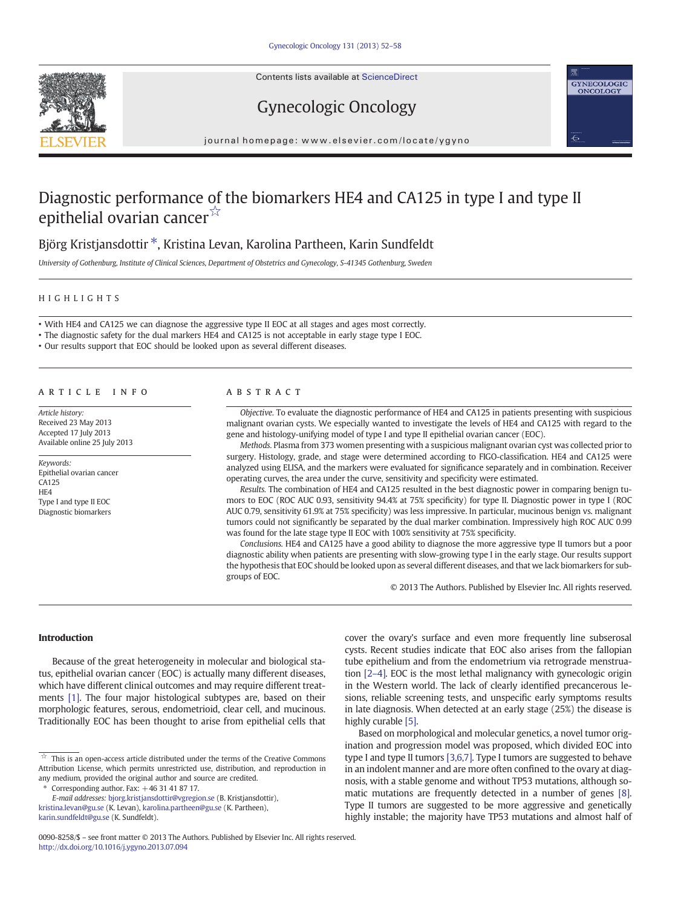# Diagnostic performance of the biomarkers HE4 and CA125 in type I and type II epithelial ovarian cancer☆

Björg Kristjansdottir *, Kristina Levan, Karolina Partheen, Karin Sundfeldt

*University of Gothenburg, Institute of Clinical Sciences, Department of Obstetrics and Gynecology, S-41345 Gothenburg, Sweden*

## HIGHLIGHTS

- With HE4 and CA125 we can diagnose the aggressive type II EOC at all stages and ages most correctly.
- The diagnostic safety for the dual markers HE4 and CA125 is not acceptable in early stage type I EOC.
- Our results support that EOC should be looked upon as several different diseases.

## ARTICLE INFO

*Article history:*
Received 23 May 2013
Accepted 17 July 2013
Available online 25 July 2013

*Keywords:*
Epithelial ovarian cancer
CA125
HE4
Type I and type II EOC
Diagnostic biomarkers

## ABSTRACT

*Objective.* To evaluate the diagnostic performance of HE4 and CA125 in patients presenting with suspicious malignant ovarian cysts. We especially wanted to investigate the levels of HE4 and CA125 with regard to the gene and histology-unifying model of type I and type II epithelial ovarian cancer (EOC).

*Methods.* Plasma from 373 women presenting with a suspicious malignant ovarian cyst was collected prior to surgery. Histology, grade, and stage were determined according to FIGO-classification. HE4 and CA125 were analyzed using ELISA, and the markers were evaluated for significance separately and in combination. Receiver operating curves, the area under the curve, sensitivity and specificity were estimated.

*Results.* The combination of HE4 and CA125 resulted in the best diagnostic power in comparing benign tumors to EOC (ROC AUC 0.93, sensitivity 94.4% at 75% specificity) for type II. Diagnostic power in type I (ROC AUC 0.79, sensitivity 61.9% at 75% specificity) was less impressive. In particular, mucinous benign vs. malignant tumors could not significantly be separated by the dual marker combination. Impressively high ROC AUC 0.99 was found for the late stage type II EOC with 100% sensitivity at 75% specificity.

*Conclusions.* HE4 and CA125 have a good ability to diagnose the more aggressive type II tumors but a poor diagnostic ability when patients are presenting with slow-growing type I in the early stage. Our results support the hypothesis that EOC should be looked upon as several different diseases, and that we lack biomarkers for subgroups of EOC.

© 2013 The Authors. Published by Elsevier Inc. All rights reserved.

## Introduction

Because of the great heterogeneity in molecular and biological status, epithelial ovarian cancer (EOC) is actually many different diseases, which have different clinical outcomes and may require different treatments [1]. The four major histological subtypes are, based on their morphologic features, serous, endometrioid, clear cell, and mucinous. Traditionally EOC has been thought to arise from epithelial cells that cover the ovary's surface and even more frequently line subserosal cysts. Recent studies indicate that EOC also arises from the fallopian tube epithelium and from the endometrium via retrograde menstruation [2–4]. EOC is the most lethal malignancy with gynecologic origin in the Western world. The lack of clearly identified precancerous lesions, reliable screening tests, and unspecific early symptoms results in late diagnosis. When detected at an early stage (25%) the disease is highly curable [5].

Based on morphological and molecular genetics, a novel tumor origination and progression model was proposed, which divided EOC into type I and type II tumors [3,6,7]. Type I tumors are suggested to behave in an indolent manner and are more often confined to the ovary at diagnosis, with a stable genome and without TP53 mutations, although somatic mutations are frequently detected in a number of genes [8]. Type II tumors are suggested to be more aggressive and genetically highly instable; the majority have TP53 mutations and almost half of

☆ This is an open-access article distributed under the terms of the Creative Commons Attribution License, which permits unrestricted use, distribution, and reproduction in any medium, provided the original author and source are credited.

\* Corresponding author. Fax: +46 31 41 87 17.
*E-mail addresses:* bjorg.kristjansdottir@vgregion.se (B. Kristjansdottir), kristina.levan@gu.se (K. Levan), karolina.partheen@gu.se (K. Partheen), karin.sundfeldt@gu.se (K. Sundfeldt).

0090-8258/$ – see front matter © 2013 The Authors. Published by Elsevier Inc. All rights reserved.
http://dx.doi.org/10.1016/j.ygyno.2013.07.094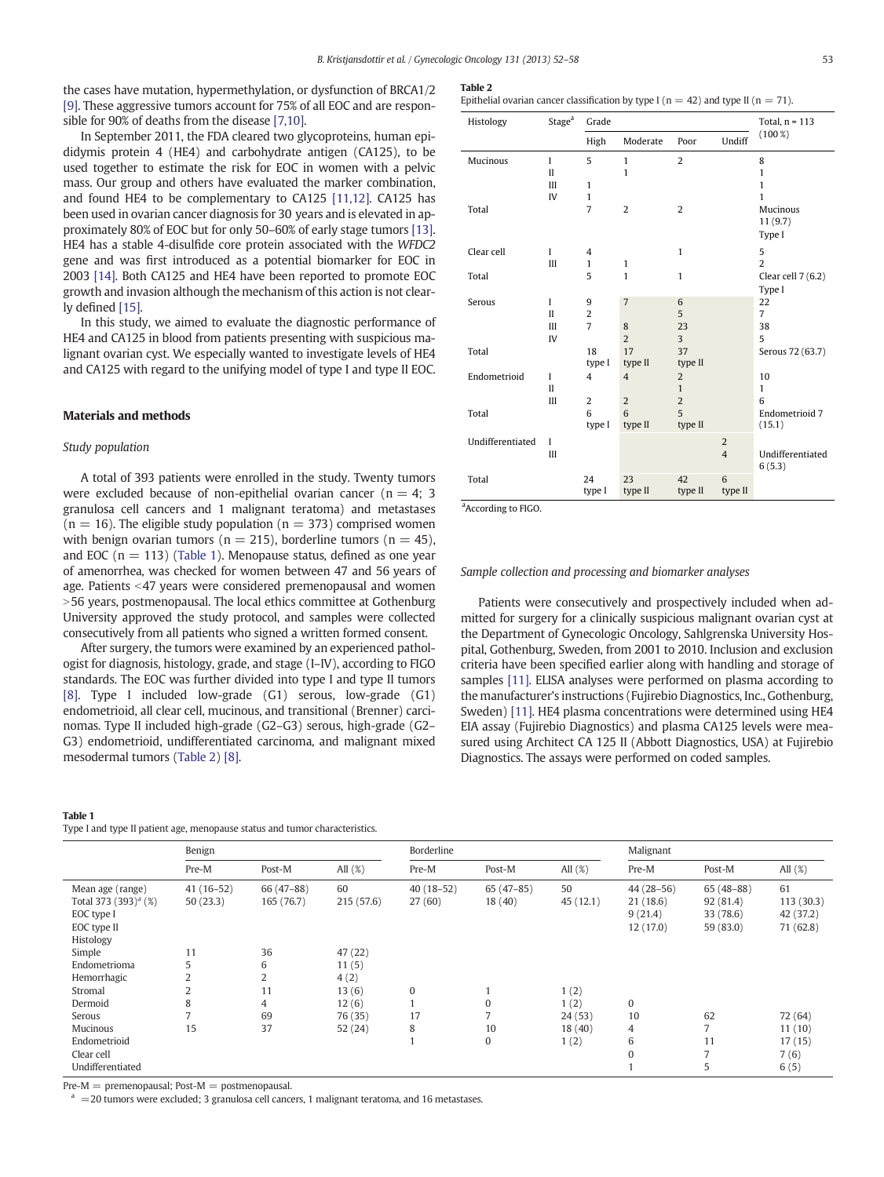the cases have mutation, hypermethylation, or dysfunction of BRCA1/2 [9]. These aggressive tumors account for 75% of all EOC and are responsible for 90% of deaths from the disease [7,10].

In September 2011, the FDA cleared two glycoproteins, human epididymis protein 4 (HE4) and carbohydrate antigen (CA125), to be used together to estimate the risk for EOC in women with a pelvic mass. Our group and others have evaluated the marker combination, and found HE4 to be complementary to CA125 [11,12]. CA125 has been used in ovarian cancer diagnosis for 30 years and is elevated in approximately 80% of EOC but for only 50–60% of early stage tumors [13]. HE4 has a stable 4-disulfide core protein associated with the *WFDC2* gene and was first introduced as a potential biomarker for EOC in 2003 [14]. Both CA125 and HE4 have been reported to promote EOC growth and invasion although the mechanism of this action is not clearly defined [15].

In this study, we aimed to evaluate the diagnostic performance of HE4 and CA125 in blood from patients presenting with suspicious malignant ovarian cyst. We especially wanted to investigate levels of HE4 and CA125 with regard to the unifying model of type I and type II EOC.

## Materials and methods

### Study population

A total of 393 patients were enrolled in the study. Twenty tumors were excluded because of non-epithelial ovarian cancer (n = 4; 3 granulosa cell cancers and 1 malignant teratoma) and metastases (n = 16). The eligible study population (n = 373) comprised women with benign ovarian tumors (n = 215), borderline tumors (n = 45), and EOC (n = 113) (Table 1). Menopause status, defined as one year of amenorrhea, was checked for women between 47 and 56 years of age. Patients <47 years were considered premenopausal and women >56 years, postmenopausal. The local ethics committee at Gothenburg University approved the study protocol, and samples were collected consecutively from all patients who signed a written formed consent.

After surgery, the tumors were examined by an experienced pathologist for diagnosis, histology, grade, and stage (I–IV), according to FIGO standards. The EOC was further divided into type I and type II tumors [8]. Type I included low-grade (G1) serous, low-grade (G1) endometrioid, all clear cell, mucinous, and transitional (Brenner) carcinomas. Type II included high-grade (G2–G3) serous, high-grade (G2–G3) endometrioid, undifferentiated carcinoma, and malignant mixed mesodermal tumors (Table 2) [8].

**Table 2**
Epithelial ovarian cancer classification by type I (n = 42) and type II (n = 71).

| Histology | Stage[a] | Grade | | | | Total, n = 113 (100 %) |
|---|---|---|---|---|---|---|
| | | High | Moderate | Poor | Undiff | |
| Mucinous | I | 5 | 1 | 2 | | 8 |
| | II | | 1 | | | 1 |
| | III | 1 | | | | 1 |
| | IV | 1 | | | | 1 |
| Total | | 7 | 2 | 2 | | Mucinous 11 (9.7) Type I |
| Clear cell | I | 4 | | 1 | | 5 |
| | III | 1 | 1 | | | 2 |
| Total | | 5 | 1 | 1 | | Clear cell 7 (6.2) Type I |
| Serous | I | 9 | 7 | 6 | | 22 |
| | II | 2 | | 5 | | 7 |
| | III | 7 | 8 | 23 | | 38 |
| | IV | | 2 | 3 | | 5 |
| Total | | 18 type I | 17 type II | 37 type II | | Serous 72 (63.7) |
| Endometrioid | I | 4 | 4 | 2 | | 10 |
| | II | | | 1 | | 1 |
| | III | 2 | 2 | 2 | | 6 |
| Total | | 6 type I | 6 type II | 5 type II | | Endometrioid 7 (15.1) |
| Undifferentiated | I | | | | 2 | |
| | III | | | | 4 | Undifferentiated 6 (5.3) |
| Total | | 24 type I | 23 type II | 42 type II | 6 type II | |

[a]According to FIGO.

### Sample collection and processing and biomarker analyses

Patients were consecutively and prospectively included when admitted for surgery for a clinically suspicious malignant ovarian cyst at the Department of Gynecologic Oncology, Sahlgrenska University Hospital, Gothenburg, Sweden, from 2001 to 2010. Inclusion and exclusion criteria have been specified earlier along with handling and storage of samples [11]. ELISA analyses were performed on plasma according to the manufacturer's instructions (Fujirebio Diagnostics, Inc., Gothenburg, Sweden) [11]. HE4 plasma concentrations were determined using HE4 EIA assay (Fujirebio Diagnostics) and plasma CA125 levels were measured using Architect CA 125 II (Abbott Diagnostics, USA) at Fujirebio Diagnostics. The assays were performed on coded samples.

**Table 1**
Type I and type II patient age, menopause status and tumor characteristics.

| | Benign | | | Borderline | | | Malignant | | |
|---|---|---|---|---|---|---|---|---|---|
| | Pre-M | Post-M | All (%) | Pre-M | Post-M | All (%) | Pre-M | Post-M | All (%) |
| Mean age (range) | 41 (16–52) | 66 (47–88) | 60 | 40 (18–52) | 65 (47–85) | 50 | 44 (28–56) | 65 (48–88) | 61 |
| Total 373 (393)[a] (%) | 50 (23.3) | 165 (76.7) | 215 (57.6) | 27 (60) | 18 (40) | 45 (12.1) | 21 (18.6) | 92 (81.4) | 113 (30.3) |
| EOC type I | | | | | | | 9 (21.4) | 33 (78.6) | 42 (37.2) |
| EOC type II | | | | | | | 12 (17.0) | 59 (83.0) | 71 (62.8) |
| Histology | | | | | | | | | |
| Simple | 11 | 36 | 47 (22) | | | | | | |
| Endometrioma | 5 | 6 | 11 (5) | | | | | | |
| Hemorrhagic | 2 | 2 | 4 (2) | | | | | | |
| Stromal | 2 | 11 | 13 (6) | 0 | 1 | 1 (2) | | | |
| Dermoid | 8 | 4 | 12 (6) | 1 | 0 | 1 (2) | 0 | | |
| Serous | 7 | 69 | 76 (35) | 17 | 7 | 24 (53) | 10 | 62 | 72 (64) |
| Mucinous | 15 | 37 | 52 (24) | 8 | 10 | 18 (40) | 4 | 7 | 11 (10) |
| Endometrioid | | | | 1 | 0 | 1 (2) | 6 | 11 | 17 (15) |
| Clear cell | | | | | | | 0 | 7 | 7 (6) |
| Undifferentiated | | | | | | | 1 | 5 | 6 (5) |

Pre-M = premenopausal; Post-M = postmenopausal.

[a] = 20 tumors were excluded; 3 granulosa cell cancers, 1 malignant teratoma, and 16 metastases.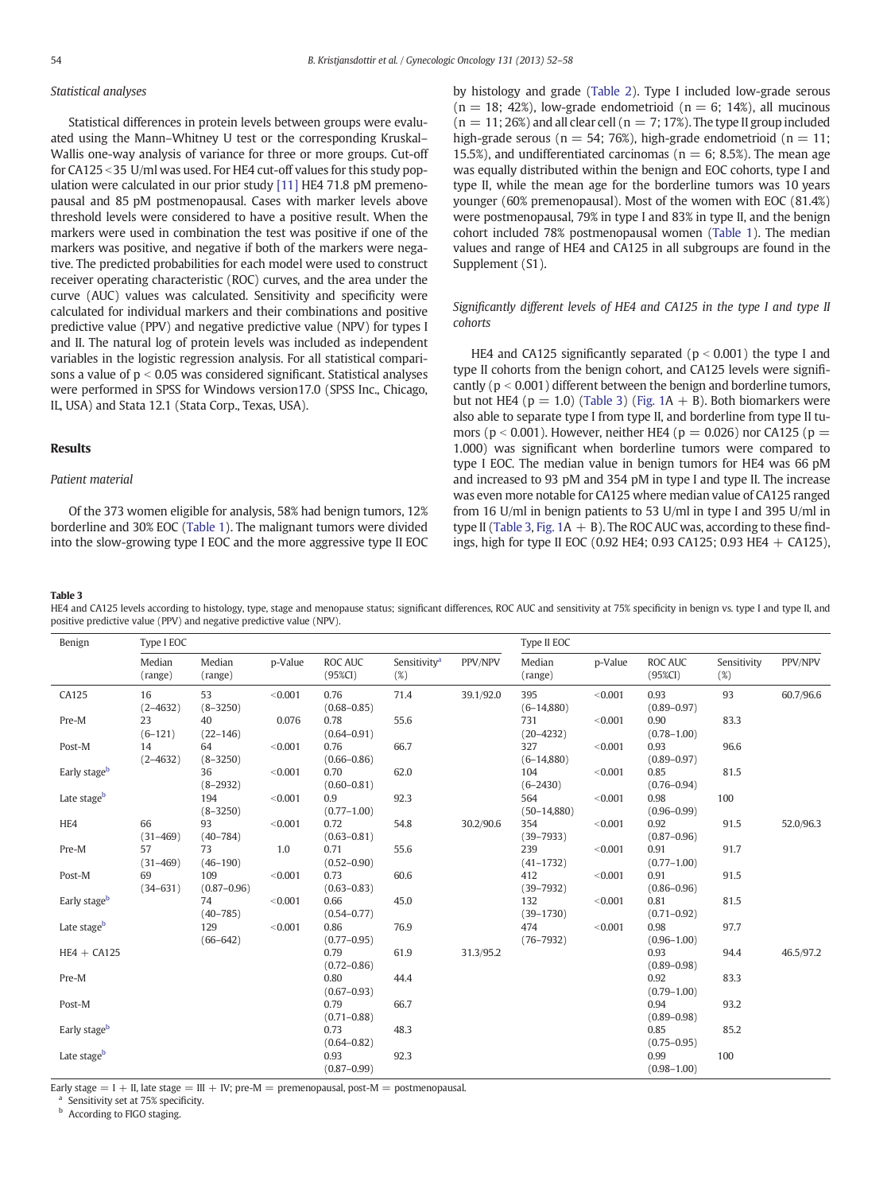### Statistical analyses

Statistical differences in protein levels between groups were evaluated using the Mann–Whitney U test or the corresponding Kruskal–Wallis one-way analysis of variance for three or more groups. Cut-off for CA125 <35 U/ml was used. For HE4 cut-off values for this study population were calculated in our prior study [11] HE4 71.8 pM premenopausal and 85 pM postmenopausal. Cases with marker levels above threshold levels were considered to have a positive result. When the markers were used in combination the test was positive if one of the markers was positive, and negative if both of the markers were negative. The predicted probabilities for each model were used to construct receiver operating characteristic (ROC) curves, and the area under the curve (AUC) values was calculated. Sensitivity and specificity were calculated for individual markers and their combinations and positive predictive value (PPV) and negative predictive value (NPV) for types I and II. The natural log of protein levels was included as independent variables in the logistic regression analysis. For all statistical comparisons a value of $p < 0.05$ was considered significant. Statistical analyses were performed in SPSS for Windows version17.0 (SPSS Inc., Chicago, IL, USA) and Stata 12.1 (Stata Corp., Texas, USA).

## Results

### Patient material

Of the 373 women eligible for analysis, 58% had benign tumors, 12% borderline and 30% EOC (Table 1). The malignant tumors were divided into the slow-growing type I EOC and the more aggressive type II EOC by histology and grade (Table 2). Type I included low-grade serous (n = 18; 42%), low-grade endometrioid (n = 6; 14%), all mucinous (n = 11; 26%) and all clear cell (n = 7; 17%). The type II group included high-grade serous (n = 54; 76%), high-grade endometrioid (n = 11; 15.5%), and undifferentiated carcinomas (n = 6; 8.5%). The mean age was equally distributed within the benign and EOC cohorts, type I and type II, while the mean age for the borderline tumors was 10 years younger (60% premenopausal). Most of the women with EOC (81.4%) were postmenopausal, 79% in type I and 83% in type II, and the benign cohort included 78% postmenopausal women (Table 1). The median values and range of HE4 and CA125 in all subgroups are found in the Supplement (S1).

### Significantly different levels of HE4 and CA125 in the type I and type II cohorts

HE4 and CA125 significantly separated ($p < 0.001$) the type I and type II cohorts from the benign cohort, and CA125 levels were significantly ($p < 0.001$) different between the benign and borderline tumors, but not HE4 ($p = 1.0$) (Table 3) (Fig. 1A + B). Both biomarkers were also able to separate type I from type II, and borderline from type II tumors ($p < 0.001$). However, neither HE4 ($p = 0.026$) nor CA125 ($p = 1.000$) was significant when borderline tumors were compared to type I EOC. The median value in benign tumors for HE4 was 66 pM and increased to 93 pM and 354 pM in type I and type II. The increase was even more notable for CA125 where median value of CA125 ranged from 16 U/ml in benign patients to 53 U/ml in type I and 395 U/ml in type II (Table 3, Fig. 1A + B). The ROC AUC was, according to these findings, high for type II EOC (0.92 HE4; 0.93 CA125; 0.93 HE4 + CA125),

**Table 3**
HE4 and CA125 levels according to histology, type, stage and menopause status; significant differences, ROC AUC and sensitivity at 75% specificity in benign vs. type I and type II, and positive predictive value (PPV) and negative predictive value (NPV).

| Benign | | Type I EOC | | | | | Type II EOC | | | | |
|---|---|---|---|---|---|---|---|---|---|---|---|
| | Median (range) | Median (range) | p-Value | ROC AUC (95%CI) | Sensitivity[a] (%) | PPV/NPV | Median (range) | p-Value | ROC AUC (95%CI) | Sensitivity (%) | PPV/NPV |
| CA125 | 16 (2–4632) | 53 (8–3250) | <0.001 | 0.76 (0.68–0.85) | 71.4 | 39.1/92.0 | 395 (6–14,880) | <0.001 | 0.93 (0.89–0.97) | 93 | 60.7/96.6 |
| Pre-M | 23 (6–121) | 40 (22–146) | 0.076 | 0.78 (0.64–0.91) | 55.6 | | 731 (20–4232) | <0.001 | 0.90 (0.78–1.00) | 83.3 | |
| Post-M | 14 (2–4632) | 64 (8–3250) | <0.001 | 0.76 (0.66–0.86) | 66.7 | | 327 (6–14,880) | <0.001 | 0.93 (0.89–0.97) | 96.6 | |
| Early stage[b] | | 36 (8–2932) | <0.001 | 0.70 (0.60–0.81) | 62.0 | | 104 (6–2430) | <0.001 | 0.85 (0.76–0.94) | 81.5 | |
| Late stage[b] | | 194 (8–3250) | <0.001 | 0.9 (0.77–1.00) | 92.3 | | 564 (50–14,880) | <0.001 | 0.98 (0.96–0.99) | 100 | |
| HE4 | 66 (31–469) | 93 (40–784) | <0.001 | 0.72 (0.63–0.81) | 54.8 | 30.2/90.6 | 354 (39–7933) | <0.001 | 0.92 (0.87–0.96) | 91.5 | 52.0/96.3 |
| Pre-M | 57 (31–469) | 73 (46–190) | 1.0 | 0.71 (0.52–0.90) | 55.6 | | 239 (41–1732) | <0.001 | 0.91 (0.77–1.00) | 91.7 | |
| Post-M | 69 (34–631) | 109 (0.87–0.96) | <0.001 | 0.73 (0.63–0.83) | 60.6 | | 412 (39–7932) | <0.001 | 0.91 (0.86–0.96) | 91.5 | |
| Early stage[b] | | 74 (40–785) | <0.001 | 0.66 (0.54–0.77) | 45.0 | | 132 (39–1730) | <0.001 | 0.81 (0.71–0.92) | 81.5 | |
| Late stage[b] | | 129 (66–642) | <0.001 | 0.86 (0.77–0.95) | 76.9 | | 474 (76–7932) | <0.001 | 0.98 (0.96–1.00) | 97.7 | |
| HE4 + CA125 | | | | 0.79 (0.72–0.86) | 61.9 | 31.3/95.2 | | | 0.93 (0.89–0.98) | 94.4 | 46.5/97.2 |
| Pre-M | | | | 0.80 (0.67–0.93) | 44.4 | | | | 0.92 (0.79–1.00) | 83.3 | |
| Post-M | | | | 0.79 (0.71–0.88) | 66.7 | | | | 0.94 (0.89–0.98) | 93.2 | |
| Early stage[b] | | | | 0.73 (0.64–0.82) | 48.3 | | | | 0.85 (0.75–0.95) | 85.2 | |
| Late stage[b] | | | | 0.93 (0.87–0.99) | 92.3 | | | | 0.99 (0.98–1.00) | 100 | |

Early stage = I + II, late stage = III + IV; pre-M = premenopausal, post-M = postmenopausal.

[a] Sensitivity set at 75% specificity.

[b] According to FIGO staging.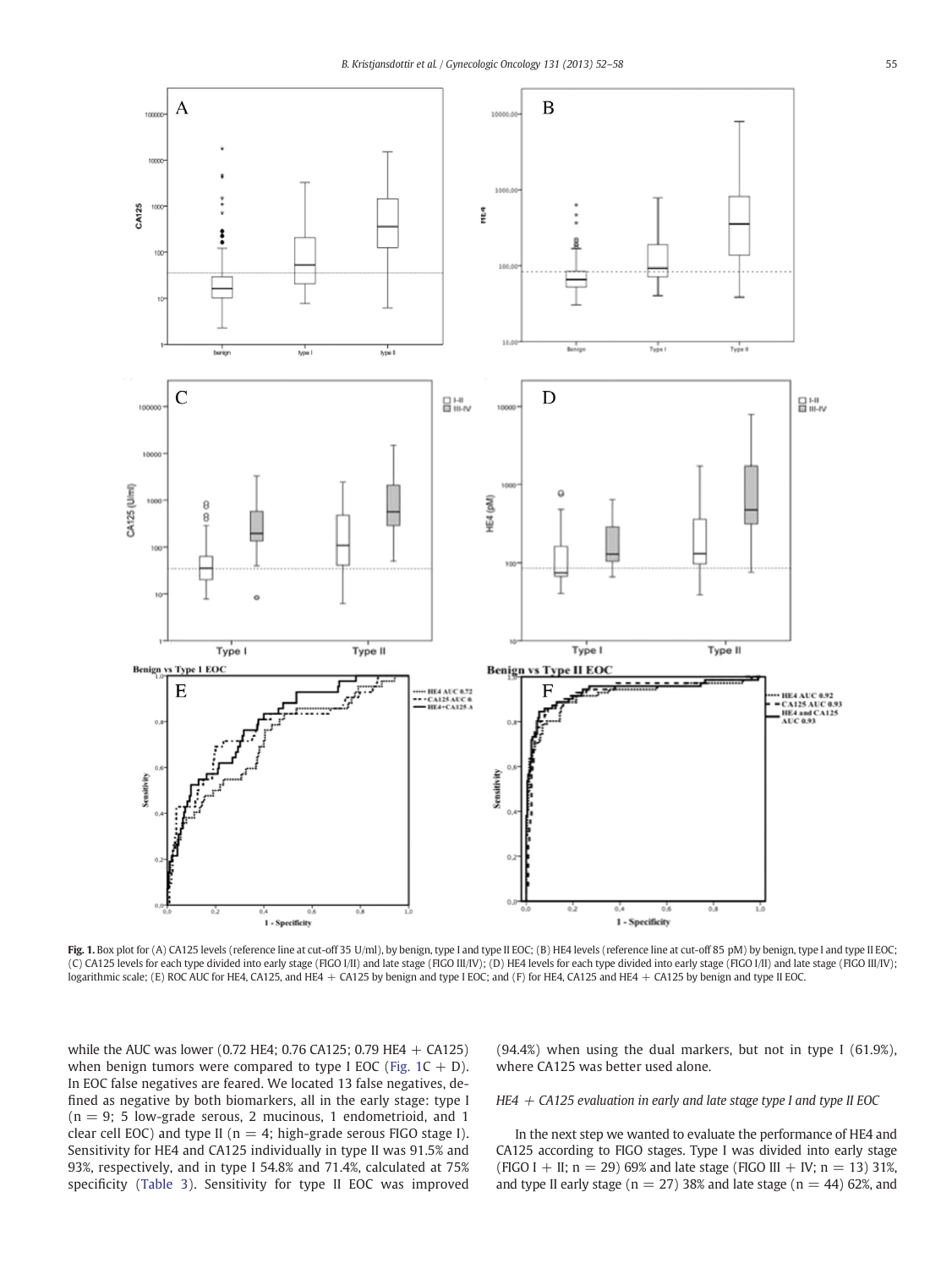Fig. 1. Box plot for (A) CA125 levels (reference line at cut-off 35 U/ml), by benign, type I and type II EOC; (B) HE4 levels (reference line at cut-off 85 pM) by benign, type I and type II EOC; (C) CA125 levels for each type divided into early stage (FIGO I/II) and late stage (FIGO III/IV); (D) HE4 levels for each type divided into early stage (FIGO I/II) and late stage (FIGO III/IV); logarithmic scale; (E) ROC AUC for HE4, CA125, and HE4 + CA125 by benign and type I EOC; and (F) for HE4, CA125 and HE4 + CA125 by benign and type II EOC.

while the AUC was lower (0.72 HE4; 0.76 CA125; 0.79 HE4 + CA125) when benign tumors were compared to type I EOC (Fig. 1C + D). In EOC false negatives are feared. We located 13 false negatives, defined as negative by both biomarkers, all in the early stage: type I (n = 9; 5 low-grade serous, 2 mucinous, 1 endometrioid, and 1 clear cell EOC) and type II (n = 4; high-grade serous FIGO stage I). Sensitivity for HE4 and CA125 individually in type II was 91.5% and 93%, respectively, and in type I 54.8% and 71.4%, calculated at 75% specificity (Table 3). Sensitivity for type II EOC was improved (94.4%) when using the dual markers, but not in type I (61.9%), where CA125 was better used alone.

### HE4 + CA125 evaluation in early and late stage type I and type II EOC

In the next step we wanted to evaluate the performance of HE4 and CA125 according to FIGO stages. Type I was divided into early stage (FIGO I + II; n = 29) 69% and late stage (FIGO III + IV; n = 13) 31%, and type II early stage (n = 27) 38% and late stage (n = 44) 62%, and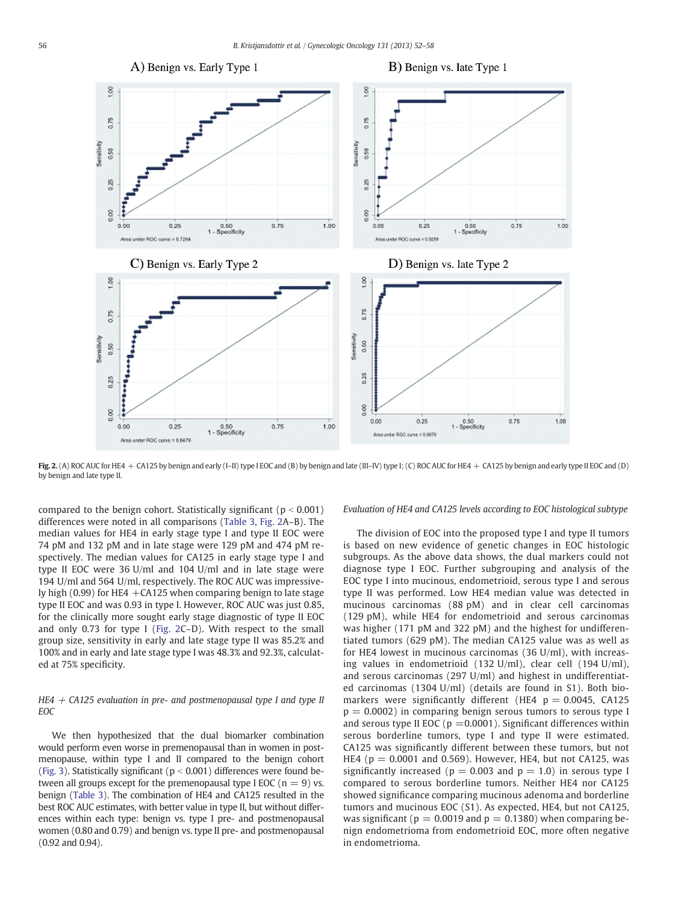**Fig. 2.** (A) ROC AUC for HE4 + CA125 by benign and early (I–II) type I EOC and (B) by benign and late (III–IV) type I; (C) ROC AUC for HE4 + CA125 by benign and early type II EOC and (D) by benign and late type II.

compared to the benign cohort. Statistically significant ($p < 0.001$) differences were noted in all comparisons (Table 3, Fig. 2A–B). The median values for HE4 in early stage type I and type II EOC were 74 pM and 132 pM and in late stage were 129 pM and 474 pM respectively. The median values for CA125 in early stage type I and type II EOC were 36 U/ml and 104 U/ml and in late stage were 194 U/ml and 564 U/ml, respectively. The ROC AUC was impressively high (0.99) for HE4 +CA125 when comparing benign to late stage type II EOC and was 0.93 in type I. However, ROC AUC was just 0.85, for the clinically more sought early stage diagnostic of type II EOC and only 0.73 for type I (Fig. 2C–D). With respect to the small group size, sensitivity in early and late stage type II was 85.2% and 100% and in early and late stage type I was 48.3% and 92.3%, calculated at 75% specificity.

### *HE4 + CA125 evaluation in pre- and postmenopausal type I and type II EOC*

We then hypothesized that the dual biomarker combination would perform even worse in premenopausal than in women in postmenopause, within type I and II compared to the benign cohort (Fig. 3). Statistically significant ($p < 0.001$) differences were found between all groups except for the premenopausal type I EOC ($n = 9$) vs. benign (Table 3). The combination of HE4 and CA125 resulted in the best ROC AUC estimates, with better value in type II, but without differences within each type: benign vs. type I pre- and postmenopausal women (0.80 and 0.79) and benign vs. type II pre- and postmenopausal (0.92 and 0.94).

### *Evaluation of HE4 and CA125 levels according to EOC histological subtype*

The division of EOC into the proposed type I and type II tumors is based on new evidence of genetic changes in EOC histologic subgroups. As the above data shows, the dual markers could not diagnose type I EOC. Further subgrouping and analysis of the EOC type I into mucinous, endometrioid, serous type I and serous type II was performed. Low HE4 median value was detected in mucinous carcinomas (88 pM) and in clear cell carcinomas (129 pM), while HE4 for endometrioid and serous carcinomas was higher (171 pM and 322 pM) and the highest for undifferentiated tumors (629 pM). The median CA125 value was as well as for HE4 lowest in mucinous carcinomas (36 U/ml), with increasing values in endometrioid (132 U/ml), clear cell (194 U/ml), and serous carcinomas (297 U/ml) and highest in undifferentiated carcinomas (1304 U/ml) (details are found in S1). Both biomarkers were significantly different (HE4 $p = 0.0045$, CA125 $p = 0.0002$) in comparing benign serous tumors to serous type I and serous type II EOC ($p = 0.0001$). Significant differences within serous borderline tumors, type I and type II were estimated. CA125 was significantly different between these tumors, but not HE4 ($p = 0.0001$ and 0.569). However, HE4, but not CA125, was significantly increased ($p = 0.003$ and $p = 1.0$) in serous type I compared to serous borderline tumors. Neither HE4 nor CA125 showed significance comparing mucinous adenoma and borderline tumors and mucinous EOC (S1). As expected, HE4, but not CA125, was significant ($p = 0.0019$ and $p = 0.1380$) when comparing benign endometrioma from endometrioid EOC, more often negative in endometrioma.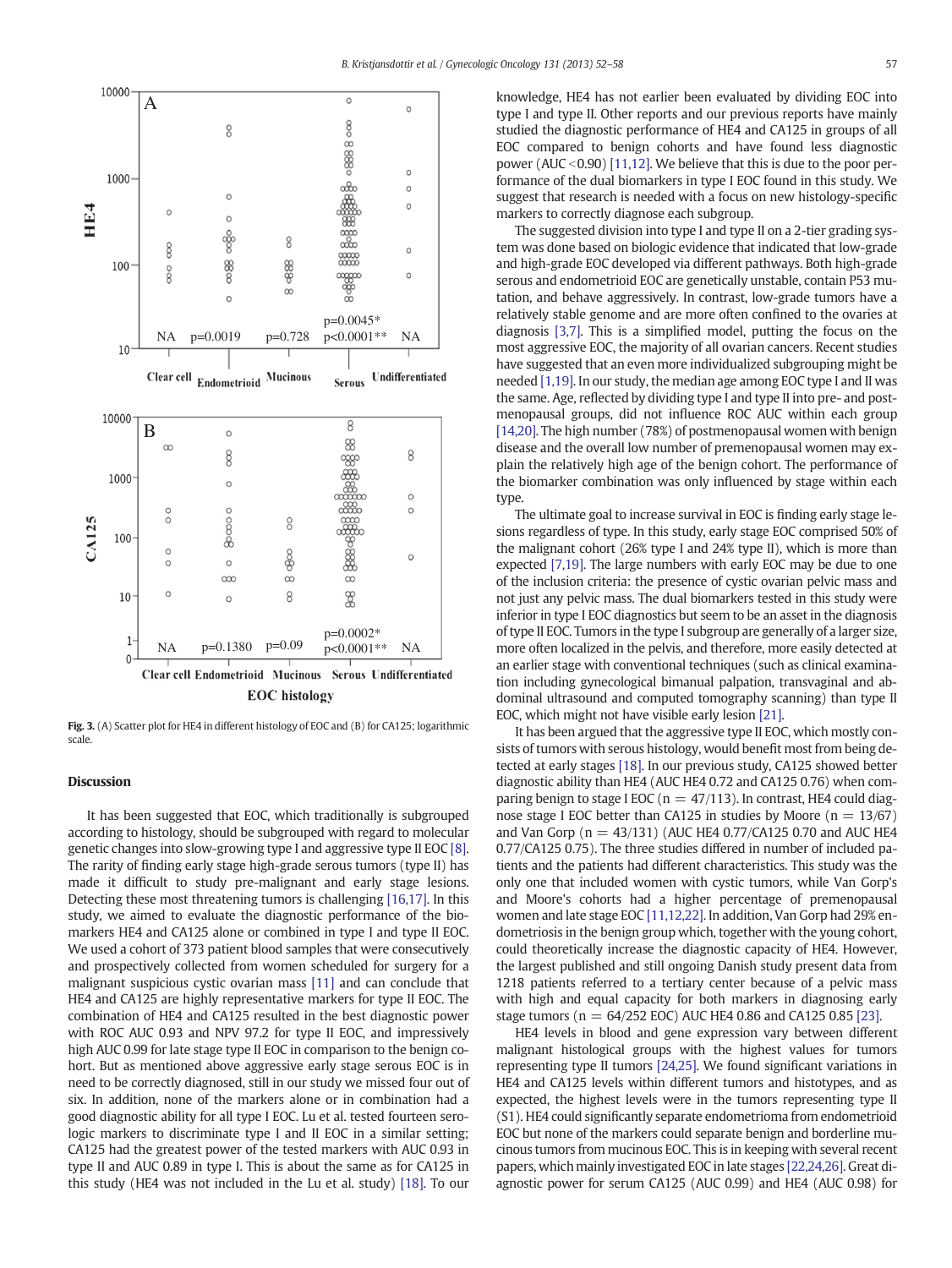Fig. 3. (A) Scatter plot for HE4 in different histology of EOC and (B) for CA125; logarithmic scale.

## Discussion

It has been suggested that EOC, which traditionally is subgrouped according to histology, should be subgrouped with regard to molecular genetic changes into slow-growing type I and aggressive type II EOC [8]. The rarity of finding early stage high-grade serous tumors (type II) has made it difficult to study pre-malignant and early stage lesions. Detecting these most threatening tumors is challenging [16,17]. In this study, we aimed to evaluate the diagnostic performance of the biomarkers HE4 and CA125 alone or combined in type I and type II EOC. We used a cohort of 373 patient blood samples that were consecutively and prospectively collected from women scheduled for surgery for a malignant suspicious cystic ovarian mass [11] and can conclude that HE4 and CA125 are highly representative markers for type II EOC. The combination of HE4 and CA125 resulted in the best diagnostic power with ROC AUC 0.93 and NPV 97.2 for type II EOC, and impressively high AUC 0.99 for late stage type II EOC in comparison to the benign cohort. But as mentioned above aggressive early stage serous EOC is in need to be correctly diagnosed, still in our study we missed four out of six. In addition, none of the markers alone or in combination had a good diagnostic ability for all type I EOC. Lu et al. tested fourteen serologic markers to discriminate type I and II EOC in a similar setting; CA125 had the greatest power of the tested markers with AUC 0.93 in type II and AUC 0.89 in type I. This is about the same as for CA125 in this study (HE4 was not included in the Lu et al. study) [18]. To our knowledge, HE4 has not earlier been evaluated by dividing EOC into type I and type II. Other reports and our previous reports have mainly studied the diagnostic performance of HE4 and CA125 in groups of all EOC compared to benign cohorts and have found less diagnostic power (AUC < 0.90) [11,12]. We believe that this is due to the poor performance of the dual biomarkers in type I EOC found in this study. We suggest that research is needed with a focus on new histology-specific markers to correctly diagnose each subgroup.

The suggested division into type I and type II on a 2-tier grading system was done based on biologic evidence that indicated that low-grade and high-grade EOC developed via different pathways. Both high-grade serous and endometrioid EOC are genetically unstable, contain P53 mutation, and behave aggressively. In contrast, low-grade tumors have a relatively stable genome and are more often confined to the ovaries at diagnosis [3,7]. This is a simplified model, putting the focus on the most aggressive EOC, the majority of all ovarian cancers. Recent studies have suggested that an even more individualized subgrouping might be needed [1,19]. In our study, the median age among EOC type I and II was the same. Age, reflected by dividing type I and type II into pre- and post-menopausal groups, did not influence ROC AUC within each group [14,20]. The high number (78%) of postmenopausal women with benign disease and the overall low number of premenopausal women may explain the relatively high age of the benign cohort. The performance of the biomarker combination was only influenced by stage within each type.

The ultimate goal to increase survival in EOC is finding early stage lesions regardless of type. In this study, early stage EOC comprised 50% of the malignant cohort (26% type I and 24% type II), which is more than expected [7,19]. The large numbers with early EOC may be due to one of the inclusion criteria: the presence of cystic ovarian pelvic mass and not just any pelvic mass. The dual biomarkers tested in this study were inferior in type I EOC diagnostics but seem to be an asset in the diagnosis of type II EOC. Tumors in the type I subgroup are generally of a larger size, more often localized in the pelvis, and therefore, more easily detected at an earlier stage with conventional techniques (such as clinical examination including gynecological bimanual palpation, transvaginal and abdominal ultrasound and computed tomography scanning) than type II EOC, which might not have visible early lesion [21].

It has been argued that the aggressive type II EOC, which mostly consists of tumors with serous histology, would benefit most from being detected at early stages [18]. In our previous study, CA125 showed better diagnostic ability than HE4 (AUC HE4 0.72 and CA125 0.76) when comparing benign to stage I EOC ($n = 47/113$). In contrast, HE4 could diagnose stage I EOC better than CA125 in studies by Moore ($n = 13/67$) and Van Gorp ($n = 43/131$) (AUC HE4 0.77/CA125 0.70 and AUC HE4 0.77/CA125 0.75). The three studies differed in number of included patients and the patients had different characteristics. This study was the only one that included women with cystic tumors, while Van Gorp's and Moore's cohorts had a higher percentage of premenopausal women and late stage EOC [11,12,22]. In addition, Van Gorp had 29% endometriosis in the benign group which, together with the young cohort, could theoretically increase the diagnostic capacity of HE4. However, the largest published and still ongoing Danish study present data from 1218 patients referred to a tertiary center because of a pelvic mass with high and equal capacity for both markers in diagnosing early stage tumors ($n = 64/252$ EOC) AUC HE4 0.86 and CA125 0.85 [23].

HE4 levels in blood and gene expression vary between different malignant histological groups with the highest values for tumors representing type II tumors [24,25]. We found significant variations in HE4 and CA125 levels within different tumors and histotypes, and as expected, the highest levels were in the tumors representing type II (S1). HE4 could significantly separate endometrioma from endometrioid EOC but none of the markers could separate benign and borderline mucinous tumors from mucinous EOC. This is in keeping with several recent papers, which mainly investigated EOC in late stages [22,24,26]. Great diagnostic power for serum CA125 (AUC 0.99) and HE4 (AUC 0.98) for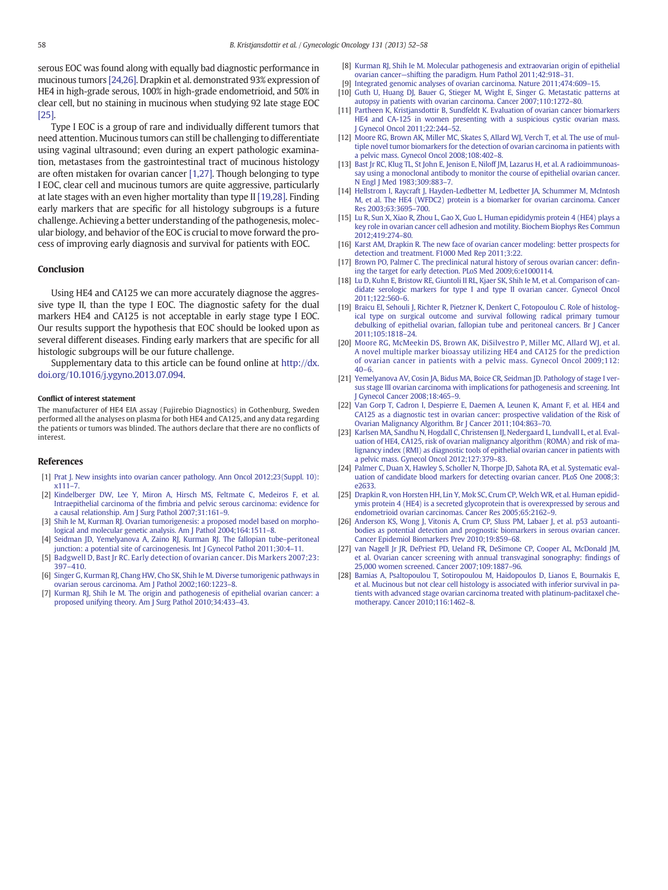serous EOC was found along with equally bad diagnostic performance in mucinous tumors [24,26]. Drapkin et al. demonstrated 93% expression of HE4 in high-grade serous, 100% in high-grade endometrioid, and 50% in clear cell, but no staining in mucinous when studying 92 late stage EOC [25].

Type I EOC is a group of rare and individually different tumors that need attention. Mucinous tumors can still be challenging to differentiate using vaginal ultrasound; even during an expert pathologic examination, metastases from the gastrointestinal tract of mucinous histology are often mistaken for ovarian cancer [1,27]. Though belonging to type I EOC, clear cell and mucinous tumors are quite aggressive, particularly at late stages with an even higher mortality than type II [19,28]. Finding early markers that are specific for all histology subgroups is a future challenge. Achieving a better understanding of the pathogenesis, molecular biology, and behavior of the EOC is crucial to move forward the process of improving early diagnosis and survival for patients with EOC.

## Conclusion

Using HE4 and CA125 we can more accurately diagnose the aggressive type II, than the type I EOC. The diagnostic safety for the dual markers HE4 and CA125 is not acceptable in early stage type I EOC. Our results support the hypothesis that EOC should be looked upon as several different diseases. Finding early markers that are specific for all histologic subgroups will be our future challenge.

Supplementary data to this article can be found online at http://dx.doi.org/10.1016/j.ygyno.2013.07.094.

#### Conflict of interest statement

The manufacturer of HE4 EIA assay (Fujirebio Diagnostics) in Gothenburg, Sweden performed all the analyses on plasma for both HE4 and CA125, and any data regarding the patients or tumors was blinded. The authors declare that there are no conflicts of interest.

## References

[1] Prat J. New insights into ovarian cancer pathology. Ann Oncol 2012;23(Suppl. 10):x111–7.

[2] Kindelberger DW, Lee Y, Miron A, Hirsch MS, Feltmate C, Medeiros F, et al. Intraepithelial carcinoma of the fimbria and pelvic serous carcinoma: evidence for a causal relationship. Am J Surg Pathol 2007;31:161–9.

[3] Shih Ie M, Kurman RJ. Ovarian tumorigenesis: a proposed model based on morphological and molecular genetic analysis. Am J Pathol 2004;164:1511–8.

[4] Seidman JD, Yemelyanova A, Zaino RJ, Kurman RJ. The fallopian tube–peritoneal junction: a potential site of carcinogenesis. Int J Gynecol Pathol 2011;30:4–11.

[5] Badgwell D, Bast Jr RC. Early detection of ovarian cancer. Dis Markers 2007;23:397–410.

[6] Singer G, Kurman RJ, Chang HW, Cho SK, Shih Ie M. Diverse tumorigenic pathways in ovarian serous carcinoma. Am J Pathol 2002;160:1223–8.

[7] Kurman RJ, Shih Ie M. The origin and pathogenesis of epithelial ovarian cancer: a proposed unifying theory. Am J Surg Pathol 2010;34:433–43.

[8] Kurman RJ, Shih Ie M. Molecular pathogenesis and extraovarian origin of epithelial ovarian cancer—shifting the paradigm. Hum Pathol 2011;42:918–31.

[9] Integrated genomic analyses of ovarian carcinoma. Nature 2011;474:609–15.

[10] Guth U, Huang DJ, Bauer G, Stieger M, Wight E, Singer G. Metastatic patterns at autopsy in patients with ovarian carcinoma. Cancer 2007;110:1272–80.

[11] Partheen K, Kristjansdottir B, Sundfeldt K. Evaluation of ovarian cancer biomarkers HE4 and CA-125 in women presenting with a suspicious cystic ovarian mass. J Gynecol Oncol 2011;22:244–52.

[12] Moore RG, Brown AK, Miller MC, Skates S, Allard WJ, Verch T, et al. The use of multiple novel tumor biomarkers for the detection of ovarian carcinoma in patients with a pelvic mass. Gynecol Oncol 2008;108:402–8.

[13] Bast Jr RC, Klug TL, St John E, Jenison E, Niloff JM, Lazarus H, et al. A radioimmunoassay using a monoclonal antibody to monitor the course of epithelial ovarian cancer. N Engl J Med 1983;309:883–7.

[14] Hellstrom I, Raycraft J, Hayden-Ledbetter M, Ledbetter JA, Schummer M, McIntosh M, et al. The HE4 (WFDC2) protein is a biomarker for ovarian carcinoma. Cancer Res 2003;63:3695–700.

[15] Lu R, Sun X, Xiao R, Zhou L, Gao X, Guo L. Human epididymis protein 4 (HE4) plays a key role in ovarian cancer cell adhesion and motility. Biochem Biophys Res Commun 2012;419:274–80.

[16] Karst AM, Drapkin R. The new face of ovarian cancer modeling: better prospects for detection and treatment. F1000 Med Rep 2011;3:22.

[17] Brown PO, Palmer C. The preclinical natural history of serous ovarian cancer: defining the target for early detection. PLoS Med 2009;6:e1000114.

[18] Lu D, Kuhn E, Bristow RE, Giuntoli II RL, Kjaer SK, Shih Ie M, et al. Comparison of candidate serologic markers for type I and type II ovarian cancer. Gynecol Oncol 2011;122:560–6.

[19] Braicu EI, Sehouli J, Richter R, Pietzner K, Denkert C, Fotopoulou C. Role of histological type on surgical outcome and survival following radical primary tumour debulking of epithelial ovarian, fallopian tube and peritoneal cancers. Br J Cancer 2011;105:1818–24.

[20] Moore RG, McMeekin DS, Brown AK, DiSilvestro P, Miller MC, Allard WJ, et al. A novel multiple marker bioassay utilizing HE4 and CA125 for the prediction of ovarian cancer in patients with a pelvic mass. Gynecol Oncol 2009;112:40–6.

[21] Yemelyanova AV, Cosin JA, Bidus MA, Boice CR, Seidman JD. Pathology of stage I versus stage III ovarian carcinoma with implications for pathogenesis and screening. Int J Gynecol Cancer 2008;18:465–9.

[22] Van Gorp T, Cadron I, Despierre E, Daemen A, Leunen K, Amant F, et al. HE4 and CA125 as a diagnostic test in ovarian cancer: prospective validation of the Risk of Ovarian Malignancy Algorithm. Br J Cancer 2011;104:863–70.

[23] Karlsen MA, Sandhu N, Hogdall C, Christensen IJ, Nedergaard L, Lundvall L, et al. Evaluation of HE4, CA125, risk of ovarian malignancy algorithm (ROMA) and risk of malignancy index (RMI) as diagnostic tools of epithelial ovarian cancer in patients with a pelvic mass. Gynecol Oncol 2012;127:379–83.

[24] Palmer C, Duan X, Hawley S, Scholler N, Thorpe JD, Sahota RA, et al. Systematic evaluation of candidate blood markers for detecting ovarian cancer. PLoS One 2008;3:e2633.

[25] Drapkin R, von Horsten HH, Lin Y, Mok SC, Crum CP, Welch WR, et al. Human epididymis protein 4 (HE4) is a secreted glycoprotein that is overexpressed by serous and endometrioid ovarian carcinomas. Cancer Res 2005;65:2162–9.

[26] Anderson KS, Wong J, Vitonis A, Crum CP, Sluss PM, Labaer J, et al. p53 autoantibodies as potential detection and prognostic biomarkers in serous ovarian cancer. Cancer Epidemiol Biomarkers Prev 2010;19:859–68.

[27] van Nagell Jr JR, DePriest PD, Ueland FR, DeSimone CP, Cooper AL, McDonald JM, et al. Ovarian cancer screening with annual transvaginal sonography: findings of 25,000 women screened. Cancer 2007;109:1887–96.

[28] Bamias A, Psaltopoulou T, Sotiropoulou M, Haidopoulos D, Lianos E, Bournakis E, et al. Mucinous but not clear cell histology is associated with inferior survival in patients with advanced stage ovarian carcinoma treated with platinum-paclitaxel chemotherapy. Cancer 2010;116:1462–8.